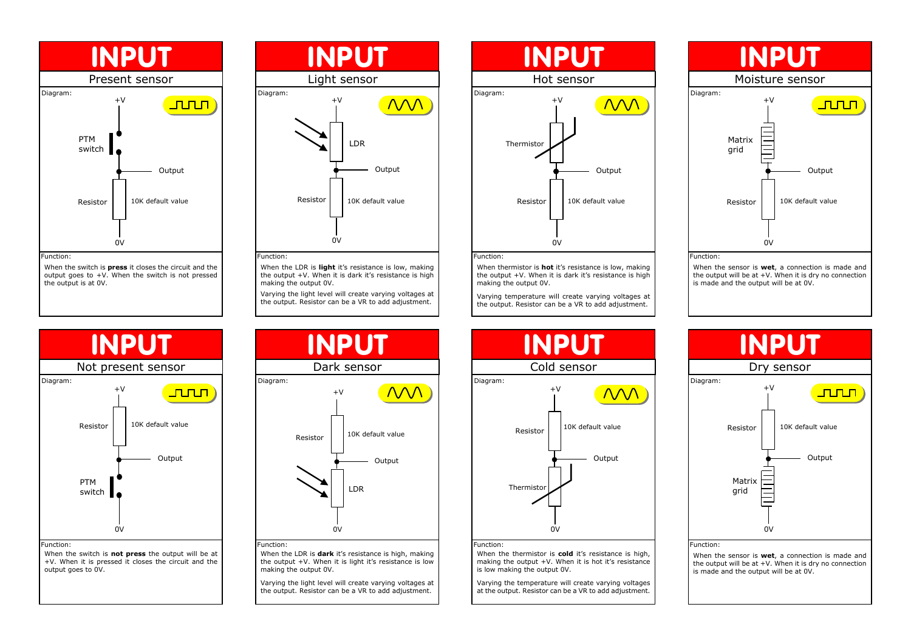# INPUT

## Present sensor

Diagram:

+V

PTM switch

Output

Resistor

10K default value

0V

Function:

When the switch is **press** it closes the circuit and the output goes to +V. When the switch is not pressed the output is at 0V.

# INPUT

## Light sensor

Diagram:

+V

LDR

Output

Resistor

10K default value

0V

Function:

When the LDR is **light** it's resistance is low, making the output +V. When it is dark it's resistance is high making the output 0V.

Varying the light level will create varying voltages at the output. Resistor can be a VR to add adjustment.

# INPUT

## Hot sensor

Diagram:

+V

Thermistor

Output

Resistor

10K default value

0V

Function:

When thermistor is **hot** it's resistance is low, making the output +V. When it is dark it's resistance is high making the output 0V.

Varying temperature will create varying voltages at the output. Resistor can be a VR to add adjustment.

# INPUT

## Moisture sensor

Diagram:

+V

Matrix grid

Output

Resistor

10K default value

0V

Function:

When the sensor is **wet**, a connection is made and the output will be at +V. When it is dry no connection is made and the output will be at 0V.

# INPUT

## Not present sensor

Diagram:

+V

Resistor

10K default value

Output

PTM switch

0V

Function:

When the switch is **not press** the output will be at +V. When it is pressed it closes the circuit and the output goes to 0V.

# INPUT

## Dark sensor

Diagram:

+V

Resistor

10K default value

Output

LDR

0V

Function:

When the LDR is **dark** it's resistance is high, making the output +V. When it is light it's resistance is low making the output 0V.

Varying the light level will create varying voltages at the output. Resistor can be a VR to add adjustment.

# INPUT

## Cold sensor

Diagram:

+V

Resistor

10K default value

Output

Thermistor

0V

Function:

When the thermistor is **cold** it's resistance is high, making the output +V. When it is hot it's resistance is low making the output 0V.

Varying the temperature will create varying voltages at the output. Resistor can be a VR to add adjustment.

# INPUT

## Dry sensor

Diagram:

+V

Resistor

10K default value

Output

Matrix grid

0V

Function:

When the sensor is **wet**, a connection is made and the output will be at +V. When it is dry no connection is made and the output will be at 0V.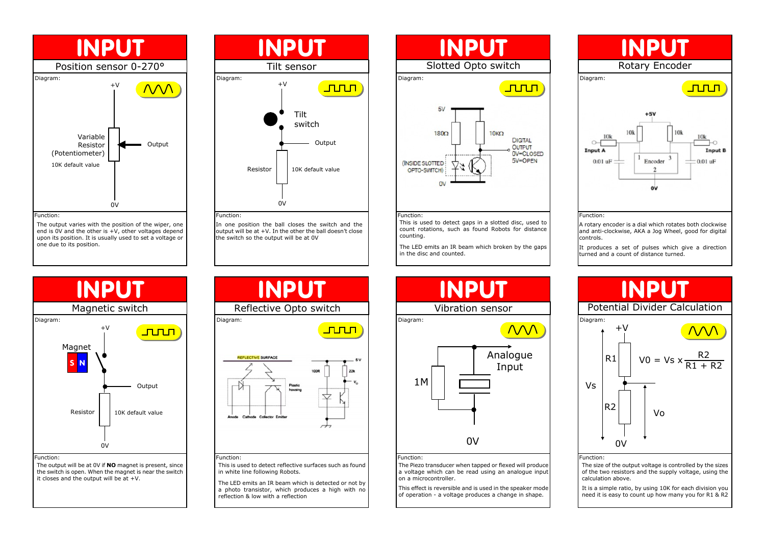# INPUT

## Position sensor 0-270°

Diagram:

+V

Variable Resistor (Potentiometer)

Output

10K default value

0V

Function:

The output varies with the position of the wiper, one end is 0V and the other is +V, other voltages depend upon its position. It is usually used to set a voltage or one due to its position.

# INPUT

## Tilt sensor

Diagram:

+V

Tilt switch

Output

Resistor

10K default value

0V

Function:

In one position the ball closes the switch and the output will be at +V. In the other the ball doesn't close the switch so the output will be at 0V

# INPUT

## Slotted Opto switch

Diagram:

5V

180Ω

10KΩ

DIGITAL OUTPUT 0V=CLOSED 5V=OPEN

(INSIDE SLOTTED OPTO-SWITCH)

0V

Function:

This is used to detect gaps in a slotted disc, used to count rotations, such as found Robots for distance counting.

The LED emits an IR beam which broken by the gaps in the disc and counted.

# INPUT

## Rotary Encoder

Diagram:

+5V

10k 10k 10k 10k

Input A

Input B

0.01 uF

0.01 uF

1 Encoder 3

2

0V

Function:

A rotary encoder is a dial which rotates both clockwise and anti-clockwise, AKA a Jog Wheel, good for digital controls.

It produces a set of pulses which give a direction turned and a count of distance turned.

# INPUT

## Magnetic switch

Diagram:

+V

Magnet

S N

Output

Resistor

10K default value

0V

Function:

The output will be at 0V if **NO** magnet is present, since the switch is open. When the magnet is near the switch it closes and the output will be at +V.

# INPUT

## Reflective Opto switch

Diagram:

REFLECTIVE SURFACE

Anode Cathode Collector Emitter

Plastic housing

100R

22k

5V

$V_o$

Function:

This is used to detect reflective surfaces such as found in white line following Robots.

The LED emits an IR beam which is detected or not by a photo transistor, which produces a high with no reflection & low with a reflection

# INPUT

## Vibration sensor

Diagram:

1M

Analogue Input

0V

Function:

The Piezo transducer when tapped or flexed will produce a voltage which can be read using an analogue input on a microcontroller.

This effect is reversible and is used in the speaker mode of operation - a voltage produces a change in shape.

# INPUT

## Potential Divider Calculation

Diagram:

+V

R1

R2

Vs

Vo

0V

$$V0 = Vs \times \frac{R2}{R1 + R2}$$

Function:

The size of the output voltage is controlled by the sizes of the two resistors and the supply voltage, using the calculation above.

It is a simple ratio, by using 10K for each division you need it is easy to count up how many you for R1 & R2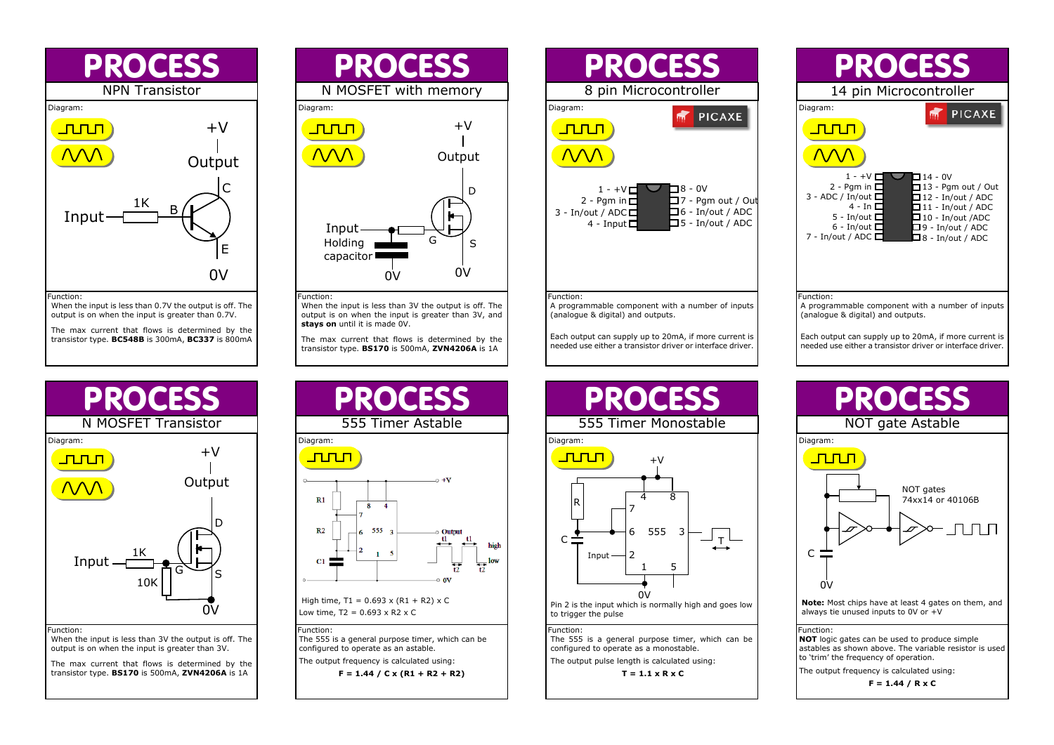# PROCESS

## NPN Transistor

Diagram:

+V

Output

C

1K

B

Input

E

0V

Function:

When the input is less than 0.7V the output is off. The output is on when the input is greater than 0.7V.

The max current that flows is determined by the transistor type. **BC548B** is 300mA, **BC337** is 800mA

# PROCESS

## N MOSFET with memory

Diagram:

+V

Output

D

Input

Holding capacitor

G

S

0V

0V

Function:

When the input is less than 3V the output is off. The output is on when the input is greater than 3V, and **stays on** until it is made 0V.

The max current that flows is determined by the transistor type. **BS170** is 500mA, **ZVN4206A** is 1A

# PROCESS

## 8 pin Microcontroller

Diagram:

PICAXE

1 - +V

2 - Pgm in

3 - In/out / ADC

4 - Input

8 - 0V

7 - Pgm out / Out

6 - In/out / ADC

5 - In/out / ADC

Function:

A programmable component with a number of inputs (analogue & digital) and outputs.

Each output can supply up to 20mA, if more current is needed use either a transistor driver or interface driver.

# PROCESS

## 14 pin Microcontroller

Diagram:

PICAXE

1 - +V

2 - Pgm in

3 - ADC / In/out

4 - In

5 - In/out

6 - In/out

7 - In/out / ADC

14 - 0V

13 - Pgm out / Out

12 - In/out / ADC

11 - In/out / ADC

10 - In/out /ADC

9 - In/out / ADC

8 - In/out / ADC

Function:

A programmable component with a number of inputs (analogue & digital) and outputs.

Each output can supply up to 20mA, if more current is needed use either a transistor driver or interface driver.

# PROCESS

## N MOSFET Transistor

Diagram:

+V

Output

D

1K

Input

G

10K

S

0V

Function:

When the input is less than 3V the output is off. The output is on when the input is greater than 3V.

The max current that flows is determined by the transistor type. **BS170** is 500mA, **ZVN4206A** is 1A

# PROCESS

## 555 Timer Astable

Diagram:

+V

R1

R2

C1

8 4 7 6 555 3 2 1 5

Output

t1 t1

high

low

t2 t2

0V

High time, T1 = 0.693 x (R1 + R2) x C

Low time, T2 = 0.693 x R2 x C

Function:

The 555 is a general purpose timer, which can be configured to operate as an astable.

The output frequency is calculated using:

**F = 1.44 / C x (R1 + R2 + R2)**

# PROCESS

## 555 Timer Monostable

Diagram:

+V

R

C

Input

4 8 7 6 555 3 2 1 5

T

0V

Pin 2 is the input which is normally high and goes low to trigger the pulse

Function:

The 555 is a general purpose timer, which can be configured to operate as a monostable.

The output pulse length is calculated using:

**T = 1.1 x R x C**

# PROCESS

## NOT gate Astable

Diagram:

NOT gates
74xx14 or 40106B

C

0V

**Note:** Most chips have at least 4 gates on them, and always tie unused inputs to 0V or +V

Function:

**NOT** logic gates can be used to produce simple astables as shown above. The variable resistor is used to 'trim' the frequency of operation.

The output frequency is calculated using:

**F = 1.44 / R x C**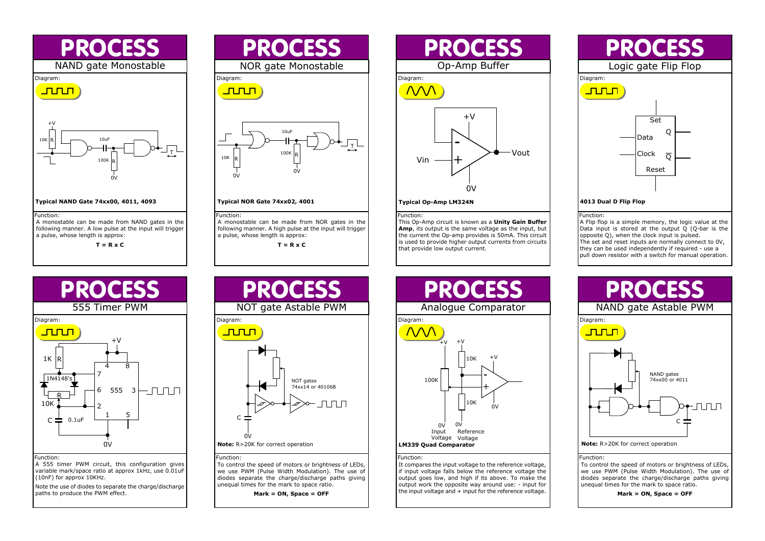# PROCESS

## NAND gate Monostable

Diagram:

+V

10K R

10uF

100K R

0V

T

**Typical NAND Gate 74xx00, 4011, 4093**

Function:

A monostable can be made from NAND gates in the following manner. A low pulse at the input will trigger a pulse, whose length is approx:

**T = R x C**

# PROCESS

## NOR gate Monostable

Diagram:

10uF

100K R

10K R

0V

0V

T

**Typical NOR Gate 74xx02, 4001**

Function:

A monostable can be made from NOR gates in the following manner. A high pulse at the input will trigger a pulse, whose length is approx:

**T = R x C**

# PROCESS

## Op-Amp Buffer

Diagram:

+V

-

Vout

Vin

+

0V

**Typical Op-Amp LM324N**

Function:

This Op-Amp circuit is known as a **Unity Gain Buffer Amp**, its output is the same voltage as the input, but the current the Op-amp provides is 50mA. This circuit is used to provide higher output currents from circuits that provide low output current.

# PROCESS

## Logic gate Flip Flop

Diagram:

Set

Data

Q

Clock

Q̄

Reset

**4013 Dual D Flip Flop**

Function:

A Flip flop is a simple memory, the logic value at the Data input is stored at the output Q (Q-bar is the opposite Q), when the clock input is pulsed.

The set and reset inputs are normally connect to 0V, they can be used independently if required - use a pull down resistor with a switch for manual operation.

# PROCESS

## 555 Timer PWM

Diagram:

+V

1K R

4 8

7

1N4148's

6 555 3

R

10K

2

1 5

C 0.1uF

0V

Function:

A 555 timer PWM circuit, this configuration gives variable mark/space ratio at approx 1kHz, use 0.01uF (10nF) for approx 10KHz.

Note the use of diodes to separate the charge/discharge paths to produce the PWM effect.

# PROCESS

## NOT gate Astable PWM

Diagram:

NOT gates
74xx14 or 40106B

C

0V

**Note:** R>20K for correct operation

Function:

To control the speed of motors or brightness of LEDs, we use PWM (Pulse Width Modulation). The use of diodes separate the charge/discharge paths giving unequal times for the mark to space ratio.

**Mark = ON, Space = OFF**

# PROCESS

## Analogue Comparator

Diagram:

+V +V

10K +V

100K -

+

10K 0V

0V 0V

Input Voltage

Reference Voltage

**LM339 Quad Comparator**

Function:

It compares the input voltage to the reference voltage, if input voltage falls below the reference voltage the output goes low, and high if its above. To make the output work the opposite way around use: - input for the input voltage and + input for the reference voltage.

# PROCESS

## NAND gate Astable PWM

Diagram:

NAND gates
74xx00 or 4011

C

**Note:** R>20K for correct operation

Function:

To control the speed of motors or brightness of LEDs, we use PWM (Pulse Width Modulation). The use of diodes separate the charge/discharge paths giving unequal times for the mark to space ratio.

**Mark = ON, Space = OFF**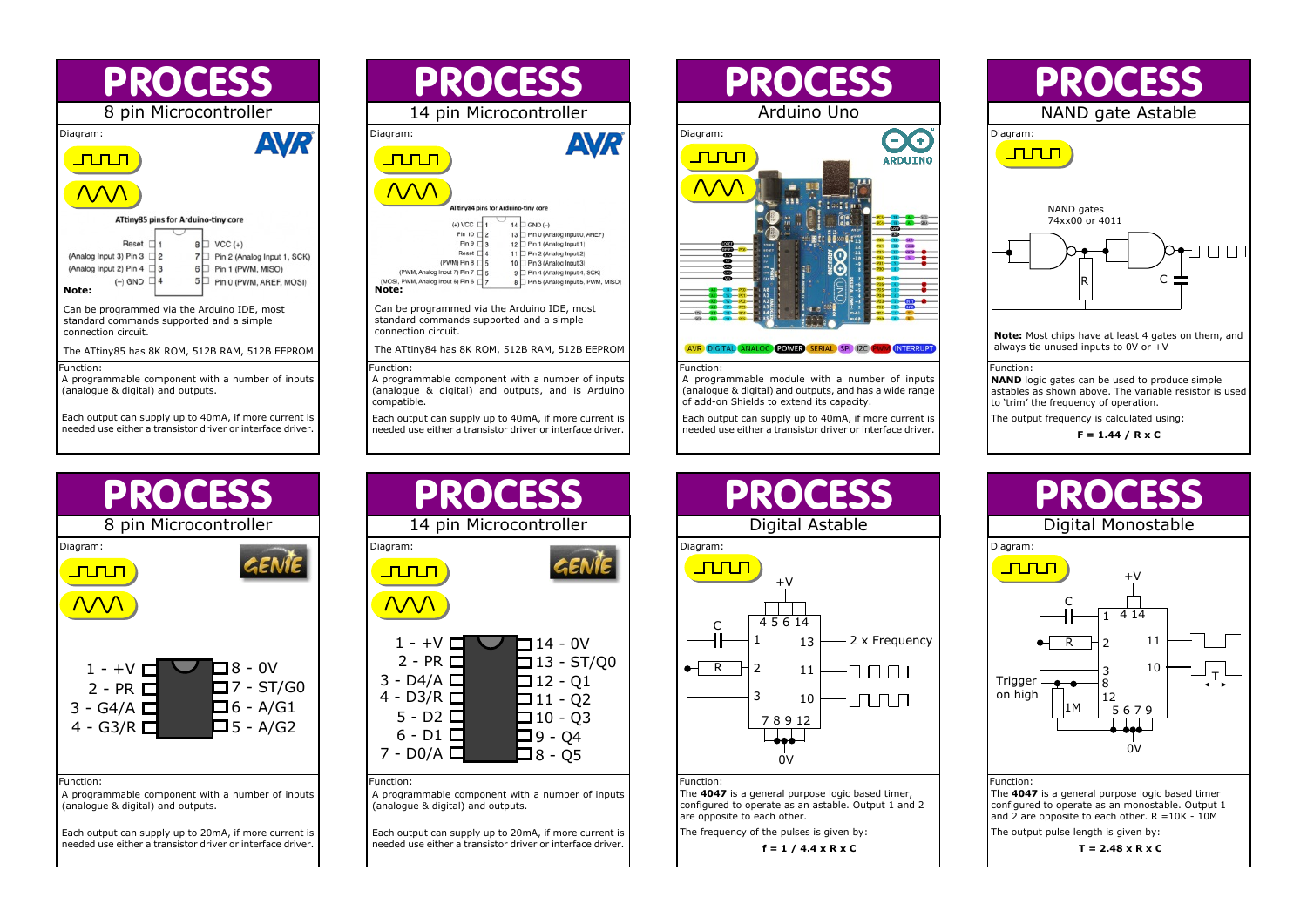# PROCESS

## 8 pin Microcontroller

Diagram:

AVR

ATtiny85 pins for Arduino-tiny core

Reset 1 — 8 VCC (+)
(Analog Input 3) Pin 3 2 — 7 Pin 2 (Analog Input 1, SCK)
(Analog Input 2) Pin 4 3 — 6 Pin 1 (PWM, MISO)
(-) GND 4 — 5 Pin 0 (PWM, AREF, MOSI)

**Note:**

Can be programmed via the Arduino IDE, most standard commands supported and a simple connection circuit.

The ATtiny85 has 8K ROM, 512B RAM, 512B EEPROM

Function:

A programmable component with a number of inputs (analogue & digital) and outputs.

Each output can supply up to 40mA, if more current is needed use either a transistor driver or interface driver.

# PROCESS

## 14 pin Microcontroller

Diagram:

AVR

ATtiny84 pins for Arduino-tiny core

(+) VCC 1 — 14 GND (-)
Pin 10 2 — 13 Pin 0 (Analog Input 0, AREF)
Pin 9 3 — 12 Pin 1 (Analog Input 1)
Reset 4 — 11 Pin 2 (Analog Input 2)
(PWM) Pin 8 5 — 10 Pin 3 (Analog Input 3)
(PWM, Analog Input 7) Pin 7 6 — 9 Pin 4 (Analog Input 4, SCK)
(MOSI, PWM, Analog Input 6) Pin 6 7 — 8 Pin 5 (Analog Input 5, PWM, MISO)

**Note:**

Can be programmed via the Arduino IDE, most standard commands supported and a simple connection circuit.

The ATtiny84 has 8K ROM, 512B RAM, 512B EEPROM

Function:

A programmable component with a number of inputs (analogue & digital) and outputs, and is Arduino compatible.

Each output can supply up to 40mA, if more current is needed use either a transistor driver or interface driver.

# PROCESS

## Arduino Uno

Diagram:

ARDUINO

AVR DIGITAL ANALOG POWER SERIAL SPI I2C PWM INTERRUPT

Function:

A programmable module with a number of inputs (analogue & digital) and outputs, and has a wide range of add-on Shields to extend its capacity.

Each output can supply up to 40mA, if more current is needed use either a transistor driver or interface driver.

# PROCESS

## NAND gate Astable

Diagram:

NAND gates
74xx00 or 4011

R
C

**Note:** Most chips have at least 4 gates on them, and always tie unused inputs to 0V or +V

Function:

**NAND** logic gates can be used to produce simple astables as shown above. The variable resistor is used to 'trim' the frequency of operation.

The output frequency is calculated using:

$$F = 1.44 / R \times C$$

# PROCESS

## 8 pin Microcontroller

Diagram:

GENIE

1 - +V — 8 - 0V
2 - PR — 7 - ST/G0
3 - G4/A — 6 - A/G1
4 - G3/R — 5 - A/G2

Function:

A programmable component with a number of inputs (analogue & digital) and outputs.

Each output can supply up to 20mA, if more current is needed use either a transistor driver or interface driver.

# PROCESS

## 14 pin Microcontroller

Diagram:

GENIE

1 - +V — 14 - 0V
2 - PR — 13 - ST/Q0
3 - D4/A — 12 - Q1
4 - D3/R — 11 - Q2
5 - D2 — 10 - Q3
6 - D1 — 9 - Q4
7 - D0/A — 8 - Q5

Function:

A programmable component with a number of inputs (analogue & digital) and outputs.

Each output can supply up to 20mA, if more current is needed use either a transistor driver or interface driver.

# PROCESS

## Digital Astable

Diagram:

+V
4 5 6 14
C
R
1, 2, 3
13 — 2 x Frequency
11
10
7 8 9 12
0V

Function:

The **4047** is a general purpose logic based timer, configured to operate as an astable. Output 1 and 2 are opposite to each other.

The frequency of the pulses is given by:

$$f = 1 / 4.4 \times R \times C$$

# PROCESS

## Digital Monostable

Diagram:

+V
4 14
C
R
1, 2
Trigger on high
1M
3, 8, 12
11
10
T
5 6 7 9
0V

Function:

The **4047** is a general purpose logic based timer configured to operate as a monostable. Output 1 and 2 are opposite to each other. R =10K - 10M

The output pulse length is given by:

$$T = 2.48 \times R \times C$$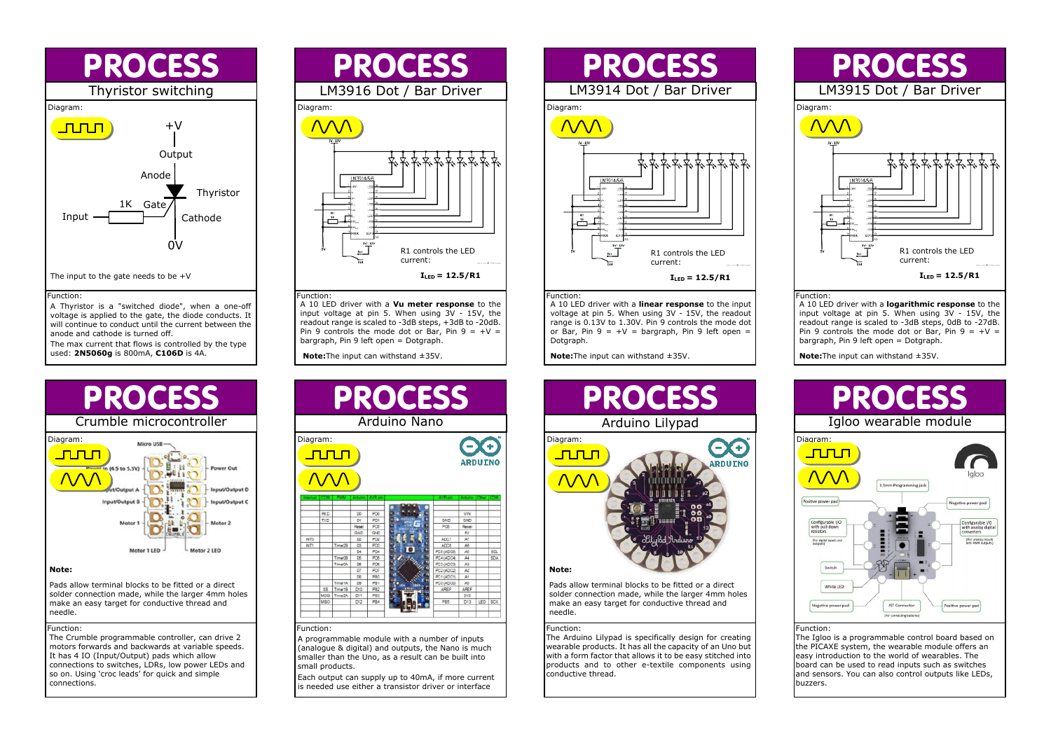# PROCESS

## Thyristor switching

Diagram:

+V

Output

Anode

Thyristor

1K Gate

Input

Cathode

0V

The input to the gate needs to be +V

Function:

A Thyristor is a "switched diode", when a one-off voltage is applied to the gate, the diode conducts. It will continue to conduct until the current between the anode and cathode is turned off.

The max current that flows is controlled by the type used: **2N5060g** is 800mA, **C106D** is 4A.

# PROCESS

## LM3916 Dot / Bar Driver

Diagram:

R1 controls the LED current:

$$I_{LED} = 12.5/R1$$

Function:

A 10 LED driver with a **Vu meter response** to the input voltage at pin 5. When using 3V - 15V, the readout range is scaled to -3dB steps, +3dB to -20dB. Pin 9 controls the mode dot or Bar, Pin 9 = +V = bargraph, Pin 9 left open = Dotgraph.

**Note:** The input can withstand ±35V.

# PROCESS

## LM3914 Dot / Bar Driver

Diagram:

R1 controls the LED current:

$$I_{LED} = 12.5/R1$$

Function:

A 10 LED driver with a **linear response** to the input voltage at pin 5. When using 3V - 15V, the readout range is 0.13V to 1.30V. Pin 9 controls the mode dot or Bar, Pin 9 = +V = bargraph, Pin 9 left open = Dotgraph.

**Note:** The input can withstand ±35V.

# PROCESS

## LM3915 Dot / Bar Driver

Diagram:

R1 controls the LED current:

$$I_{LED} = 12.5/R1$$

Function:

A 10 LED driver with a **logarithmic response** to the input voltage at pin 5. When using 3V - 15V, the readout range is scaled to -3dB steps, 0dB to -27dB. Pin 9 controls the mode dot or Bar, Pin 9 = +V = bargraph, Pin 9 left open = Dotgraph.

**Note:** The input can withstand ±35V.

# PROCESS

## Crumble microcontroller

Diagram:

Micro USB

Power In (4.5 to 5.5V)

Power Out

Input/Output A

Input/Output D

Input/Output B

Input/Output C

Motor 1

Motor 2

Motor 1 LED

Motor 2 LED

**Note:**

Pads allow terminal blocks to be fitted or a direct solder connection made, while the larger 4mm holes make an easy target for conductive thread and needle.

Function:

The Crumble programmable controller, can drive 2 motors forwards and backwards at variable speeds. It has 4 IO (Input/Output) pads which allow connections to switches, LDRs, low power LEDs and so on. Using 'croc leads' for quick and simple connections.

# PROCESS

## Arduino Nano

Diagram:

ARDUINO

Function:

A programmable module with a number of inputs (analogue & digital) and outputs, the Nano is much smaller than the Uno, as a result can be built into small products.

Each output can supply up to 40mA, if more current is needed use either a transistor driver or interface

# PROCESS

## Arduino Lilypad

Diagram:

ARDUINO

**Note:**

Pads allow terminal blocks to be fitted or a direct solder connection made, while the larger 4mm holes make an easy target for conductive thread and needle.

Function:

The Arduino Lilypad is specifically design for creating wearable products. It has all the capacity of an Uno but with a form factor that allows it to be easy stitched into products and to other e-textile components using conductive thread.

# PROCESS

## Igloo wearable module

Diagram:

Igloo

3.5mm Programming jack

Positive power pad

Negative power pad

Configurable I/O with pull-down resistors (For digital inputs and outputs)

Configurable I/O with analog digital converters (For analog inputs and PWM outputs)

Switch

White LED

Negative power pad

JST Connector (For connecting battery)

Positive power pad

Function:

The Igloo is a programmable control board based on the PICAXE system, the wearable module offers an easy introduction to the world of wearables. The board can be used to read inputs such as switches and sensors. You can also control outputs like LEDs, buzzers.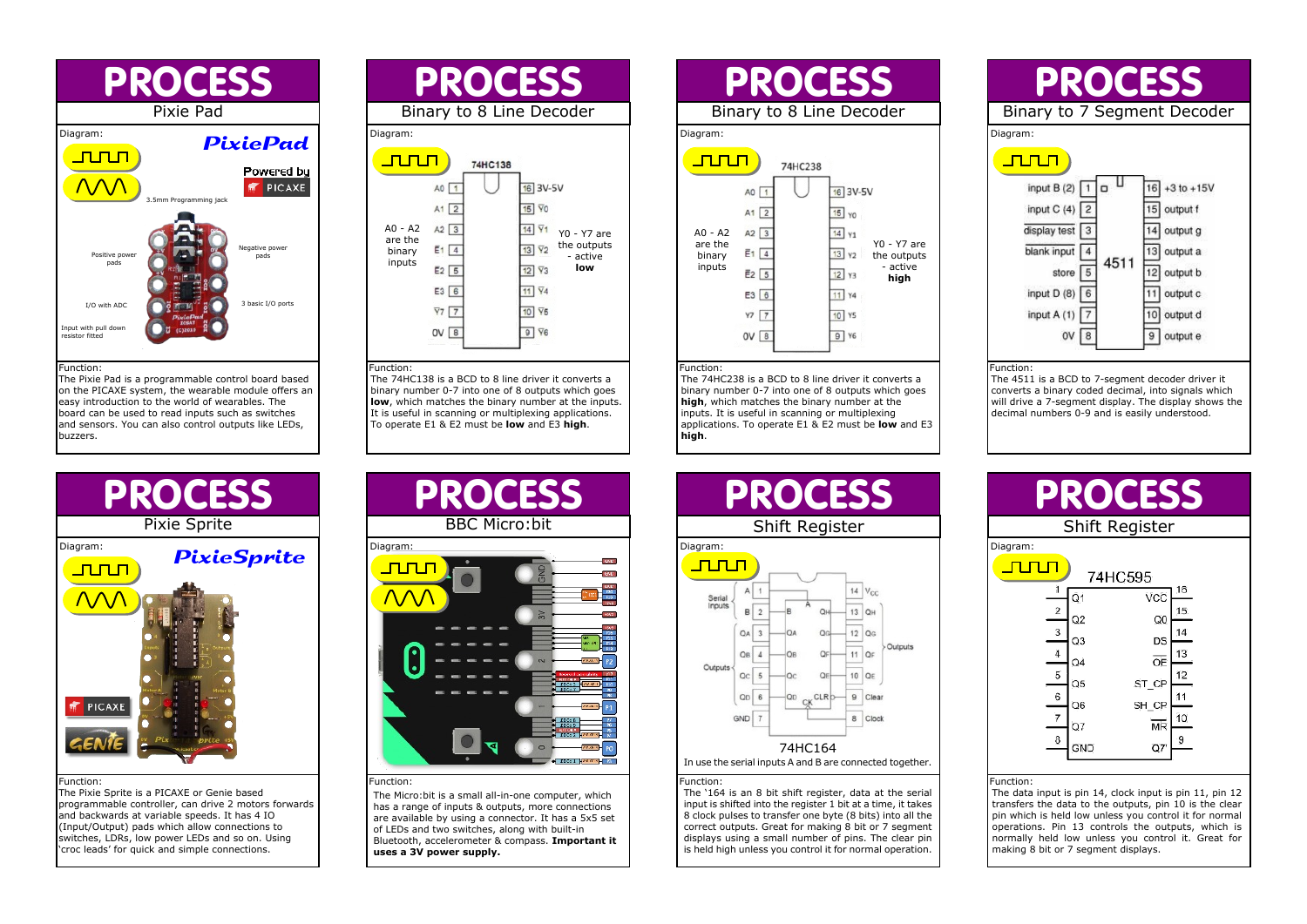# PROCESS

## Pixie Pad

Diagram:

PixiePad

Powered by PICAXE

3.5mm Programming jack

Positive power pads

Negative power pads

I/O with ADC

3 basic I/O ports

Input with pull down resistor fitted

Function:
The Pixie Pad is a programmable control board based on the PICAXE system, the wearable module offers an easy introduction to the world of wearables. The board can be used to read inputs such as switches and sensors. You can also control outputs like LEDs, buzzers.

# PROCESS

## Binary to 8 Line Decoder

Diagram:

74HC138

| Label | Pin | Pin | Label |
|---|---|---|---|
| A0 | 1 | 16 | 3V-5V |
| A1 | 2 | 15 | Y0 |
| A2 | 3 | 14 | Y1 |
| E1 | 4 | 13 | Y2 |
| E2 | 5 | 12 | Y3 |
| E3 | 6 | 11 | Y4 |
| Y7 | 7 | 10 | Y5 |
| 0V | 8 | 9 | Y6 |

A0 - A2 are the binary inputs

Y0 - Y7 are the outputs - active **low**

Function:
The 74HC138 is a BCD to 8 line driver it converts a binary number 0-7 into one of 8 outputs which goes **low**, which matches the binary number at the inputs. It is useful in scanning or multiplexing applications. To operate E1 & E2 must be **low** and E3 **high**.

# PROCESS

## Binary to 8 Line Decoder

Diagram:

74HC238

| Label | Pin | Pin | Label |
|---|---|---|---|
| A0 | 1 | 16 | 3V-5V |
| A1 | 2 | 15 | Y0 |
| A2 | 3 | 14 | Y1 |
| E1 | 4 | 13 | Y2 |
| E2 | 5 | 12 | Y3 |
| E3 | 6 | 11 | Y4 |
| Y7 | 7 | 10 | Y5 |
| 0V | 8 | 9 | Y6 |

A0 - A2 are the binary inputs

Y0 - Y7 are the outputs - active **high**

Function:
The 74HC238 is a BCD to 8 line driver it converts a binary number 0-7 into one of 8 outputs which goes **high**, which matches the binary number at the inputs. It is useful in scanning or multiplexing applications. To operate E1 & E2 must be **low** and E3 **high**.

# PROCESS

## Binary to 7 Segment Decoder

Diagram:

4511

| Label | Pin | Pin | Label |
|---|---|---|---|
| input B (2) | 1 | 16 | +3 to +15V |
| input C (4) | 2 | 15 | output f |
| display test | 3 | 14 | output g |
| blank input | 4 | 13 | output a |
| store | 5 | 12 | output b |
| input D (8) | 6 | 11 | output c |
| input A (1) | 7 | 10 | output d |
| 0V | 8 | 9 | output e |

Function:
The 4511 is a BCD to 7-segment decoder driver it converts a binary coded decimal, into signals which will drive a 7-segment display. The display shows the decimal numbers 0-9 and is easily understood.

# PROCESS

## Pixie Sprite

Diagram:

PixieSprite

PICAXE

GENIE

Function:
The Pixie Sprite is a PICAXE or Genie based programmable controller, can drive 2 motors forwards and backwards at variable speeds. It has 4 IO (Input/Output) pads which allow connections to switches, LDRs, low power LEDs and so on. Using 'croc leads' for quick and simple connections.

# PROCESS

## BBC Micro:bit

Diagram:

GND, 3V, 2, 1, 0

Function:
The Micro:bit is a small all-in-one computer, which has a range of inputs & outputs, more connections are available by using a connector. It has a 5x5 set of LEDs and two switches, along with built-in Bluetooth, accelerometer & compass. **Important it uses a 3V power supply.**

# PROCESS

## Shift Register

Diagram:

74HC164

| Label | Pin | Pin | Label |
|---|---|---|---|
| A | 1 | 14 | $V_{CC}$ |
| B | 2 | 13 | QH |
| QA | 3 | 12 | QG |
| QB | 4 | 11 | QF |
| QC | 5 | 10 | QE |
| QD | 6 | 9 | Clear |
| GND | 7 | 8 | Clock |

Serial inputs: A, B. Outputs: QA–QH.

In use the serial inputs A and B are connected together.

Function:
The '164 is an 8 bit shift register, data at the serial input is shifted into the register 1 bit at a time, it takes 8 clock pulses to transfer one byte (8 bits) into all the correct outputs. Great for making 8 bit or 7 segment displays using a small number of pins. The clear pin is held high unless you control it for normal operation.

# PROCESS

## Shift Register

Diagram:

74HC595

| Pin | Label | Label | Pin |
|---|---|---|---|
| 1 | Q1 | VCC | 16 |
| 2 | Q2 | Q0 | 15 |
| 3 | Q3 | DS | 14 |
| 4 | Q4 | OE | 13 |
| 5 | Q5 | ST_CP | 12 |
| 6 | Q6 | SH_CP | 11 |
| 7 | Q7 | MR | 10 |
| 8 | GND | Q7' | 9 |

Function:
The data input is pin 14, clock input is pin 11, pin 12 transfers the data to the outputs, pin 10 is the clear pin which is held low unless you control it for normal operations. Pin 13 controls the outputs, which is normally held low unless you control it. Great for making 8 bit or 7 segment displays.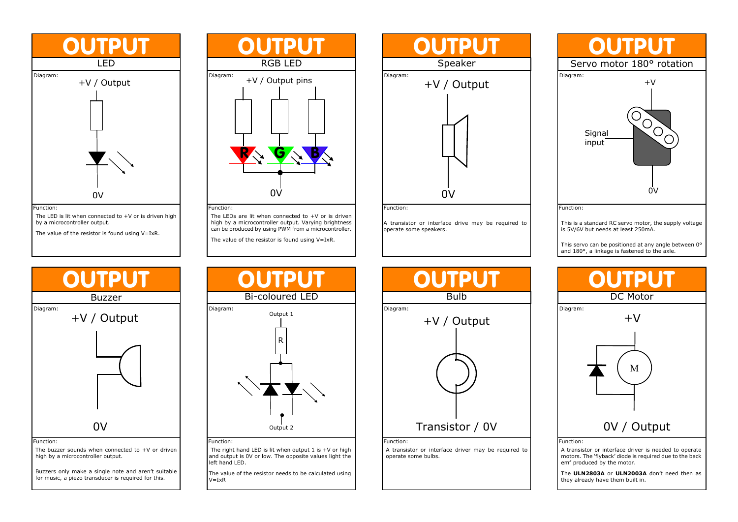## OUTPUT

### LED

Diagram:

+V / Output

0V

Function:

The LED is lit when connected to +V or is driven high by a microcontroller output.

The value of the resistor is found using V=IxR.

## OUTPUT

### RGB LED

Diagram:

+V / Output pins

R G B

0V

Function:

The LEDs are lit when connected to +V or is driven high by a microcontroller output. Varying brightness can be produced by using PWM from a microcontroller.

The value of the resistor is found using V=IxR.

## OUTPUT

### Speaker

Diagram:

+V / Output

0V

Function:

A transistor or interface drive may be required to operate some speakers.

## OUTPUT

### Servo motor 180° rotation

Diagram:

+V

Signal input

0V

Function:

This is a standard RC servo motor, the supply voltage is 5V/6V but needs at least 250mA.

This servo can be positioned at any angle between 0° and 180°, a linkage is fastened to the axle.

## OUTPUT

### Buzzer

Diagram:

+V / Output

0V

Function:

The buzzer sounds when connected to +V or driven high by a microcontroller output.

Buzzers only make a single note and aren't suitable for music, a piezo transducer is required for this.

## OUTPUT

### Bi-coloured LED

Diagram:

Output 1

R

Output 2

Function:

The right hand LED is lit when output 1 is +V or high and output is 0V or low. The opposite values light the left hand LED.

The value of the resistor needs to be calculated using V=IxR

## OUTPUT

### Bulb

Diagram:

+V / Output

Transistor / 0V

Function:

A transistor or interface driver may be required to operate some bulbs.

## OUTPUT

### DC Motor

Diagram:

+V

M

0V / Output

Function:

A transistor or interface driver is needed to operate motors. The 'flyback' diode is required due to the back emf produced by the motor.

The **ULN2803A** or **ULN2003A** don't need then as they already have them built in.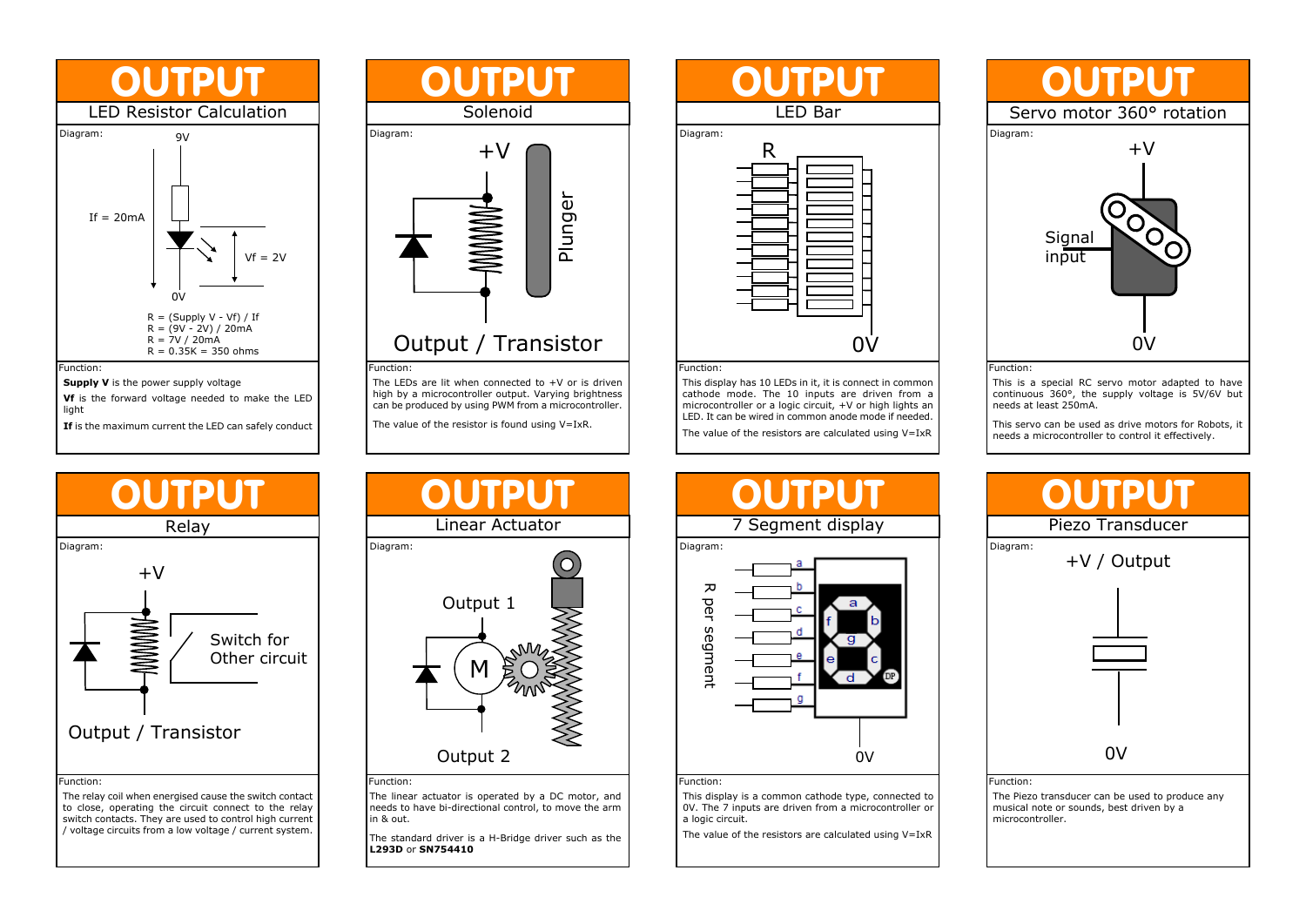# OUTPUT

## LED Resistor Calculation

Diagram:

9V

If = 20mA

Vf = 2V

0V

R = (Supply V - Vf) / If
R = (9V - 2V) / 20mA
R = 7V / 20mA
R = 0.35K = 350 ohms

Function:

**Supply V** is the power supply voltage

**Vf** is the forward voltage needed to make the LED light

**If** is the maximum current the LED can safely conduct

# OUTPUT

## Solenoid

Diagram:

+V

Plunger

Output / Transistor

Function:

The LEDs are lit when connected to +V or is driven high by a microcontroller output. Varying brightness can be produced by using PWM from a microcontroller.

The value of the resistor is found using V=IxR.

# OUTPUT

## LED Bar

Diagram:

R

0V

Function:

This display has 10 LEDs in it, it is connect in common cathode mode. The 10 inputs are driven from a microcontroller or a logic circuit, +V or high lights an LED. It can be wired in common anode mode if needed.

The value of the resistors are calculated using V=IxR

# OUTPUT

## Servo motor 360° rotation

Diagram:

+V

Signal input

0V

Function:

This is a special RC servo motor adapted to have continuous 360°, the supply voltage is 5V/6V but needs at least 250mA.

This servo can be used as drive motors for Robots, it needs a microcontroller to control it effectively.

# OUTPUT

## Relay

Diagram:

+V

Switch for Other circuit

Output / Transistor

Function:

The relay coil when energised cause the switch contact to close, operating the circuit connect to the relay switch contacts. They are used to control high current / voltage circuits from a low voltage / current system.

# OUTPUT

## Linear Actuator

Diagram:

Output 1

M

Output 2

Function:

The linear actuator is operated by a DC motor, and needs to have bi-directional control, to move the arm in & out.

The standard driver is a H-Bridge driver such as the **L293D** or **SN754410**

# OUTPUT

## 7 Segment display

Diagram:

R per segment

a b c d e f g

a b c d e f g DP

0V

Function:

This display is a common cathode type, connected to 0V. The 7 inputs are driven from a microcontroller or a logic circuit.

The value of the resistors are calculated using V=IxR

# OUTPUT

## Piezo Transducer

Diagram:

+V / Output

0V

Function:

The Piezo transducer can be used to produce any musical note or sounds, best driven by a microcontroller.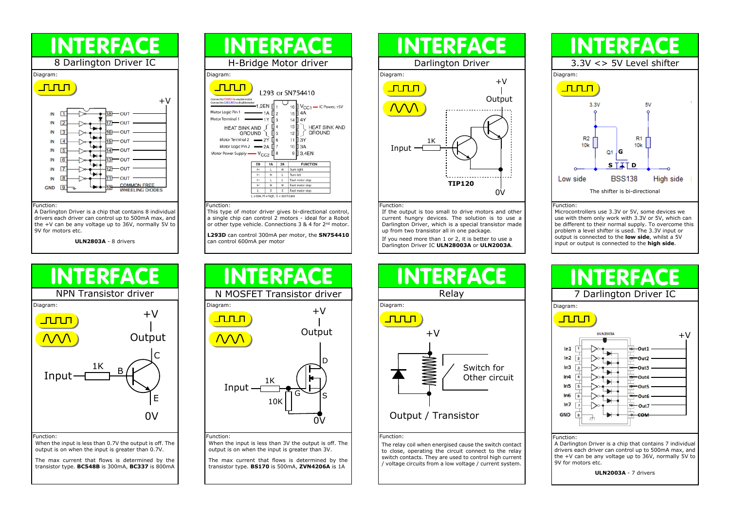# INTERFACE

## 8 Darlington Driver IC

Diagram:

+V

IN 1, IN 2, IN 3, IN 4, IN 5, IN 6, IN 7, IN 8, GND 9

18 OUT, 17 OUT, 16 OUT, 15 OUT, 14 OUT, 13 OUT, 12 OUT, 11 OUT, 10 COMMON FREE WHEELING DIODES

Function:

A Darlington Driver is a chip that contains 8 individual drivers each driver can control up to 500mA max, and the +V can be any voltage up to 36V, normally 5V to 9V for motors etc.

**ULN2803A** - 8 drivers

# INTERFACE

## H-Bridge Motor driver

Diagram:

L293 or SN754410

Connect to POWER to enable motor
Connect to GROUND to disable motor

| Left label | Pin | | Pin | Right label |
|---|---|---|---|---|
| Connect to POWER to enable motor / Connect to GROUND to disable motor | 1 | 1,2EN | 16 | $V_{CC1}$ — IC Power, +5V |
| Motor Logic Pin 1 | 2 | 1A | 15 | 4A |
| Motor Terminal 1 | 3 | 1Y | 14 | 4Y |
| HEAT SINK AND GROUND | 4 | | 13 | HEAT SINK AND GROUND |
| HEAT SINK AND GROUND | 5 | | 12 | HEAT SINK AND GROUND |
| Motor Terminal 2 | 6 | 2Y | 11 | 3Y |
| Motor Logic Pin 2 | 7 | 2A | 10 | 3A |
| Motor Power Supply | 8 | $V_{CC2}$ | 9 | 3,4EN |

| EN | 1A | 2A | FUNCTION |
|---|---|---|---|
| H | L | H | Turn right |
| H | H | L | Turn left |
| H | L | L | Fast motor stop |
| H | H | H | Fast motor stop |
| L | X | X | Fast motor stop |

L = low, H = high, X = don't care

Function:

This type of motor driver gives bi-directional control, a single chip can control 2 motors - ideal for a Robot or other type vehicle. Connections 3 & 4 for 2[nd] motor.

**L293D** can control 300mA per motor, the **SN754410** can control 600mA per motor

# INTERFACE

## Darlington Driver

Diagram:

+V

Output

Input

1K

TIP120

0V

Function:

If the output is too small to drive motors and other current hungry devices. The solution is to use a Darlington Driver, which is a special transistor made up from two transistor all in one package.

If you need more than 1 or 2, it is better to use a Darlington Driver IC **ULN28003A** or **ULN2003A**.

# INTERFACE

## 3.3V <> 5V Level shifter

Diagram:

3.3V

5V

R2 10k

R1 10k

Q1 G

S D

Low side

BSS138

High side

The shifter is bi-directional

Function:

Microcontrollers use 3.3V or 5V, some devices we use with them only work with 3.3V or 5V, which can be different to their normal supply. To overcome this problem a level shifter is used. The 3.3V input or output is connected to the **low side**, whilst a 5V input or output is connected to the **high side**.

# INTERFACE

## NPN Transistor driver

Diagram:

+V

Output

C

1K

B

Input

E

0V

Function:

When the input is less than 0.7V the output is off. The output is on when the input is greater than 0.7V.

The max current that flows is determined by the transistor type. **BC548B** is 300mA, **BC337** is 800mA

# INTERFACE

## N MOSFET Transistor driver

Diagram:

+V

Output

D

1K

Input

G

S

10K

0V

Function:

When the input is less than 3V the output is off. The output is on when the input is greater than 3V.

The max current that flows is determined by the transistor type. **BS170** is 500mA, **ZVN4206A** is 1A

# INTERFACE

## Relay

Diagram:

+V

Switch for Other circuit

Output / Transistor

Function:

The relay coil when energised cause the switch contact to close, operating the circuit connect to the relay switch contacts. They are used to control high current / voltage circuits from a low voltage / current system.

# INTERFACE

## 7 Darlington Driver IC

Diagram:

ULN2003A

+V

In1 1, In2 2, In3 3, In4 4, In5 5, In6 6, In7 7, GND 8

16 Out1, 15 Out2, 14 Out3, 13 Out4, 12 Out5, 11 Out6, 10 Out7, 9 COM

Function:

A Darlington Driver is a chip that contains 7 individual drivers each driver can control up to 500mA max, and the +V can be any voltage up to 36V, normally 5V to 9V for motors etc.

**ULN2003A** - 7 drivers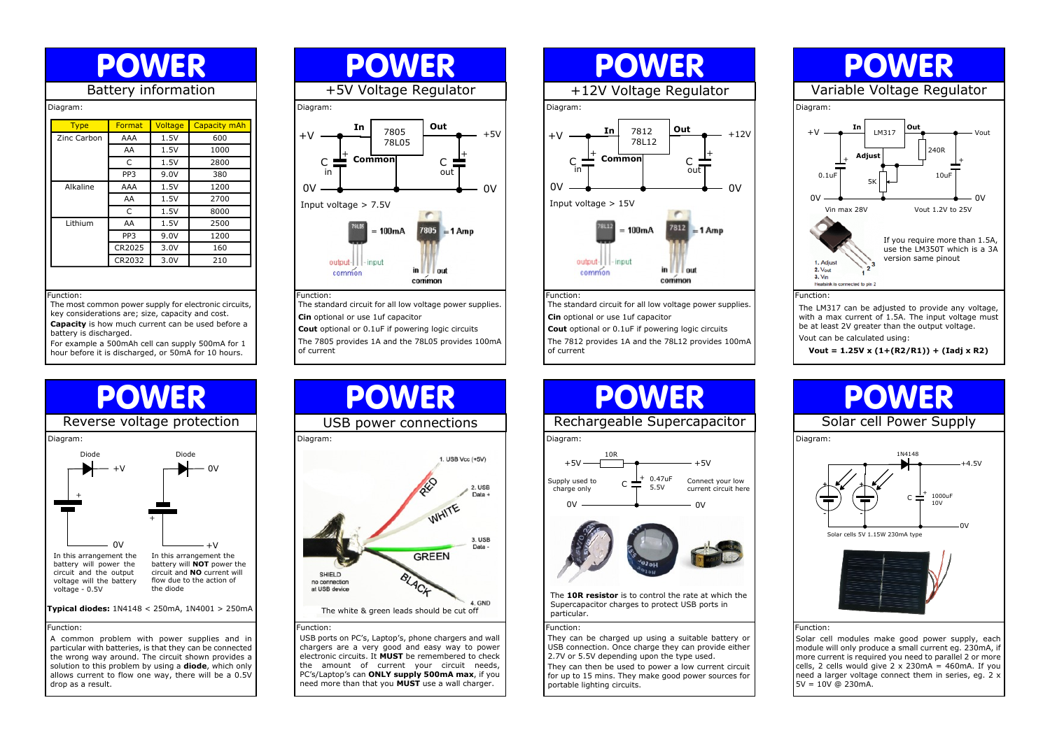# POWER

## Battery information

Diagram:

| Type | Format | Voltage | Capacity mAh |
|---|---|---|---|
| Zinc Carbon | AAA | 1.5V | 600 |
| | AA | 1.5V | 1000 |
| | C | 1.5V | 2800 |
| | PP3 | 9.0V | 380 |
| Alkaline | AAA | 1.5V | 1200 |
| | AA | 1.5V | 2700 |
| | C | 1.5V | 8000 |
| Lithium | AA | 1.5V | 2500 |
| | PP3 | 9.0V | 1200 |
| | CR2025 | 3.0V | 160 |
| | CR2032 | 3.0V | 210 |

Function:

The most common power supply for electronic circuits, key considerations are; size, capacity and cost.

**Capacity** is how much current can be used before a battery is discharged.

For example a 500mAh cell can supply 500mA for 1 hour before it is discharged, or 50mA for 10 hours.

# POWER

## +5V Voltage Regulator

Diagram:

+V
In
7805
78L05
Out
+5V
C in
Common
C out
0V
0V

Input voltage > 7.5V

= 100mA
= 1 Amp
output
input
common
in
out
common

Function:

The standard circuit for all low voltage power supplies.

**Cin** optional or use 1uf capacitor

**Cout** optional or 0.1uF if powering logic circuits

The 7805 provides 1A and the 78L05 provides 100mA of current

# POWER

## +12V Voltage Regulator

Diagram:

+V
In
7812
78L12
Out
+12V
C in
Common
C out
0V
0V

Input voltage > 15V

= 100mA
= 1 Amp
output
input
common
in
out
common

Function:

The standard circuit for all low voltage power supplies.

**Cin** optional or use 1uf capacitor

**Cout** optional or 0.1uF if powering logic circuits

The 7812 provides 1A and the 78L12 provides 100mA of current

# POWER

## Variable Voltage Regulator

Diagram:

+V
In
LM317
Out
Vout
Adjust
240R
0.1uF
5K
10uF
0V
0V

Vin max 28V
Vout 1.2V to 25V

1. Adjust
2. Vout
3. Vin
Heatsink is connected to pin 2

If you require more than 1.5A, use the LM350T which is a 3A version same pinout

Function:

The LM317 can be adjusted to provide any voltage, with a max current of 1.5A. The input voltage must be at least 2V greater than the output voltage.

Vout can be calculated using:

**Vout = 1.25V x (1+(R2/R1)) + (Iadj x R2)**

# POWER

## Reverse voltage protection

Diagram:

Diagram:

Diode
+V
0V

Diode
0V
+V

In this arrangement the battery will power the circuit and the output voltage will the battery voltage - 0.5V

In this arrangement the battery will **NOT** power the circuit and **NO** current will flow due to the action of the diode

**Typical diodes:** 1N4148 < 250mA, 1N4001 > 250mA

Function:

A common problem with power supplies and in particular with batteries, is that they can be connected the wrong way around. The circuit shown provides a solution to this problem by using a **diode**, which only allows current to flow one way, there will be a 0.5V drop as a result.

# POWER

## USB power connections

Diagram:

1. USB Vcc (+5V)
2. USB Data +
3. USB Data -
4. GND
RED
WHITE
GREEN
BLACK
SHIELD no connection at USB device

The white & green leads should be cut off

Function:

USB ports on PC's, Laptop's, phone chargers and wall chargers are a very good and easy way to power electronic circuits. It **MUST** be remembered to check the amount of current your circuit needs, PC's/Laptop's can **ONLY supply 500mA max**, if you need more than that you **MUST** use a wall charger.

# POWER

## Rechargeable Supercapacitor

Diagram:

10R
+5V
+5V
Supply used to charge only
C
0.47uF
5.5V
Connect your low current circuit here
0V
0V

The **10R resistor** is to control the rate at which the Supercapacitor charges to protect USB ports in particular.

Function:

They can be charged up using a suitable battery or USB connection. Once charge they can provide either 2.7V or 5.5V depending upon the type used.

They can then be used to power a low current circuit for up to 15 mins. They make good power sources for portable lighting circuits.

# POWER

## Solar cell Power Supply

Diagram:

1N4148
+4.5V
C
1000uF
10V
0V

Solar cells 5V 1.15W 230mA type

Function:

Solar cell modules make good power supply, each module will only produce a small current eg. 230mA, if more current is required you need to parallel 2 or more cells, 2 cells would give 2 x 230mA = 460mA. If you need a larger voltage connect them in series, eg. 2 x 5V = 10V @ 230mA.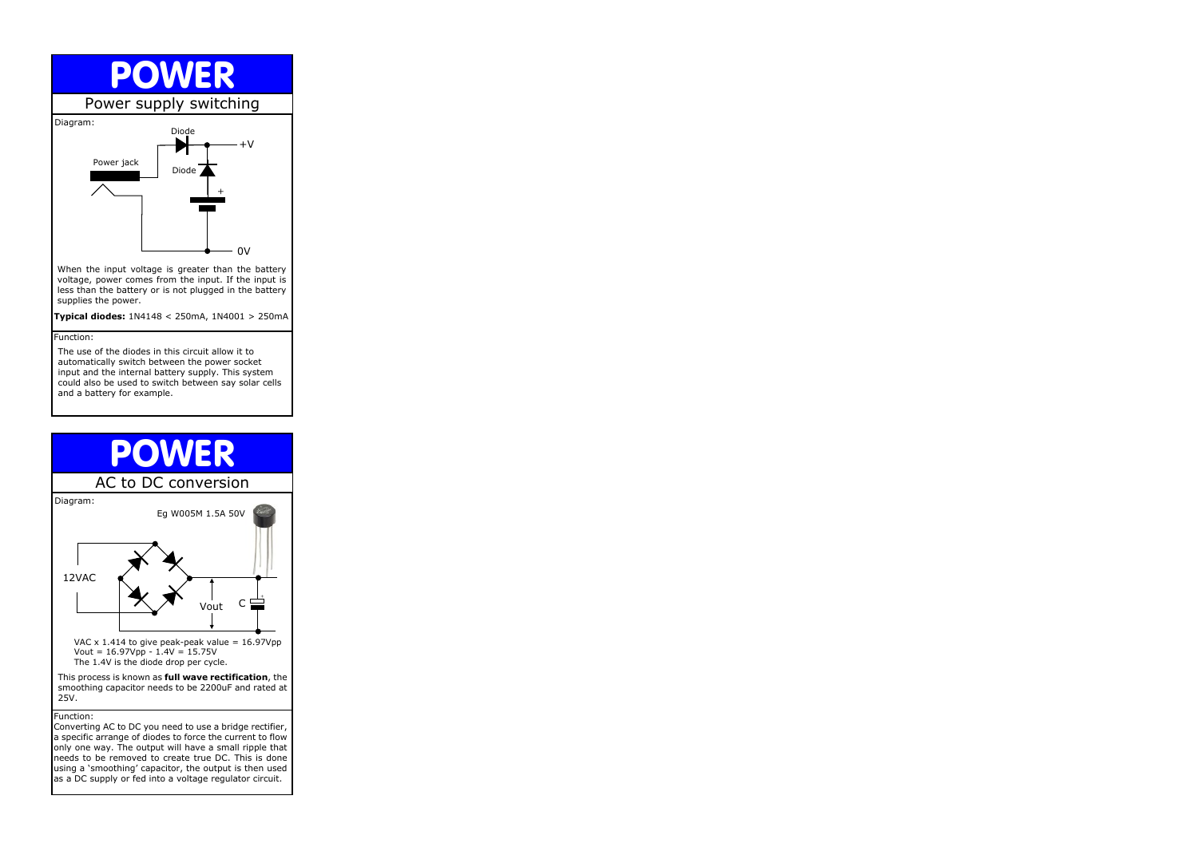# POWER

## Power supply switching

Diagram:

Diode

+V

Power jack

Diode

+

0V

When the input voltage is greater than the battery voltage, power comes from the input. If the input is less than the battery or is not plugged in the battery supplies the power.

**Typical diodes:** 1N4148 < 250mA, 1N4001 > 250mA

Function:

The use of the diodes in this circuit allow it to automatically switch between the power socket input and the internal battery supply. This system could also be used to switch between say solar cells and a battery for example.

# POWER

## AC to DC conversion

Diagram:

Eg W005M 1.5A 50V

12VAC

Vout

C

VAC x 1.414 to give peak-peak value = 16.97Vpp
Vout = 16.97Vpp - 1.4V = 15.75V
The 1.4V is the diode drop per cycle.

This process is known as **full wave rectification**, the smoothing capacitor needs to be 2200uF and rated at 25V.

Function:

Converting AC to DC you need to use a bridge rectifier, a specific arrange of diodes to force the current to flow only one way. The output will have a small ripple that needs to be removed to create true DC. This is done using a 'smoothing' capacitor, the output is then used as a DC supply or fed into a voltage regulator circuit.